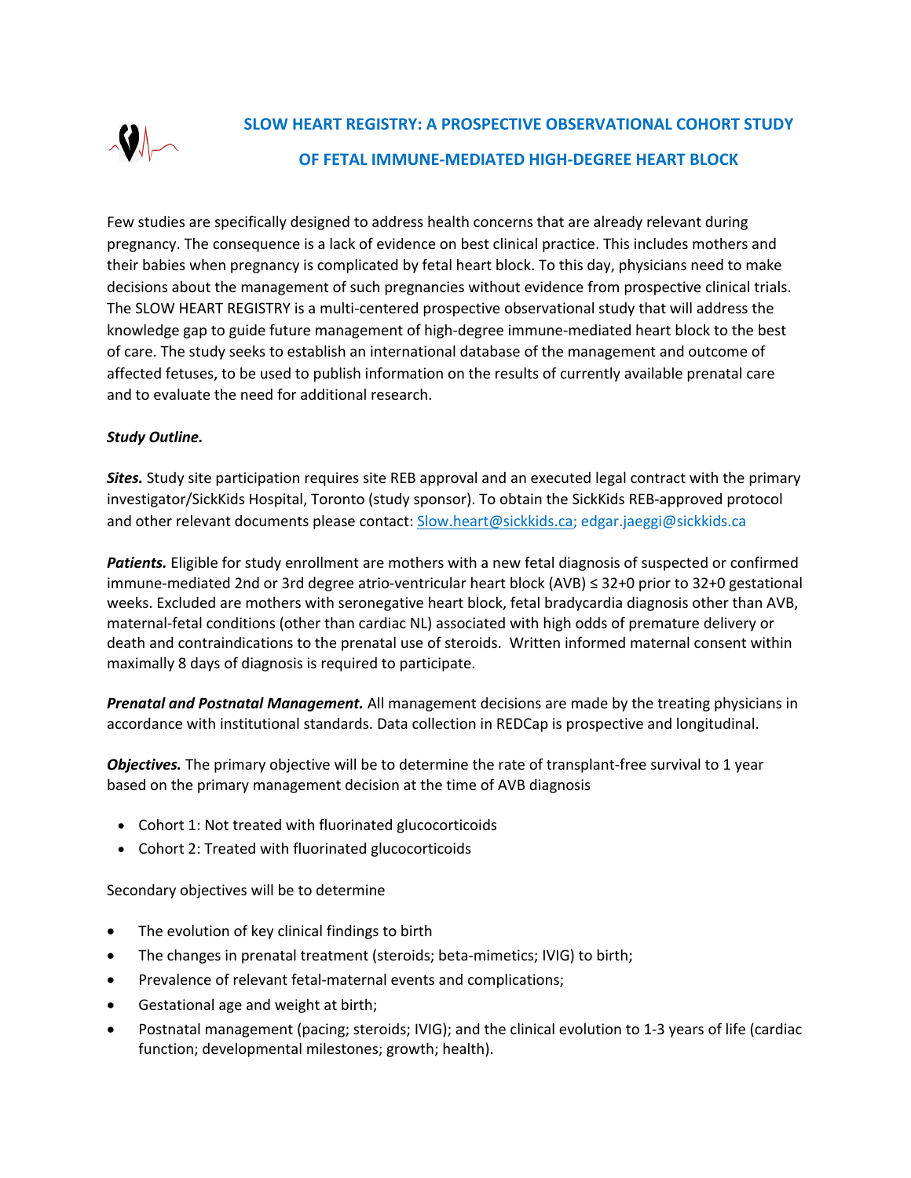# SLOW HEART REGISTRY: A PROSPECTIVE OBSERVATIONAL COHORT STUDY OF FETAL IMMUNE-MEDIATED HIGH-DEGREE HEART BLOCK

Few studies are specifically designed to address health concerns that are already relevant during pregnancy. The consequence is a lack of evidence on best clinical practice. This includes mothers and their babies when pregnancy is complicated by fetal heart block. To this day, physicians need to make decisions about the management of such pregnancies without evidence from prospective clinical trials. The SLOW HEART REGISTRY is a multi-centered prospective observational study that will address the knowledge gap to guide future management of high-degree immune-mediated heart block to the best of care. The study seeks to establish an international database of the management and outcome of affected fetuses, to be used to publish information on the results of currently available prenatal care and to evaluate the need for additional research.

***Study Outline.***

***Sites.*** Study site participation requires site REB approval and an executed legal contract with the primary investigator/SickKids Hospital, Toronto (study sponsor). To obtain the SickKids REB-approved protocol and other relevant documents please contact: Slow.heart@sickkids.ca; edgar.jaeggi@sickkids.ca

***Patients.*** Eligible for study enrollment are mothers with a new fetal diagnosis of suspected or confirmed immune-mediated 2nd or 3rd degree atrio-ventricular heart block (AVB) ≤ 32+0 prior to 32+0 gestational weeks. Excluded are mothers with seronegative heart block, fetal bradycardia diagnosis other than AVB, maternal-fetal conditions (other than cardiac NL) associated with high odds of premature delivery or death and contraindications to the prenatal use of steroids. Written informed maternal consent within maximally 8 days of diagnosis is required to participate.

***Prenatal and Postnatal Management.*** All management decisions are made by the treating physicians in accordance with institutional standards. Data collection in REDCap is prospective and longitudinal.

***Objectives.*** The primary objective will be to determine the rate of transplant-free survival to 1 year based on the primary management decision at the time of AVB diagnosis

- Cohort 1: Not treated with fluorinated glucocorticoids
- Cohort 2: Treated with fluorinated glucocorticoids

Secondary objectives will be to determine

- The evolution of key clinical findings to birth
- The changes in prenatal treatment (steroids; beta-mimetics; IVIG) to birth;
- Prevalence of relevant fetal-maternal events and complications;
- Gestational age and weight at birth;
- Postnatal management (pacing; steroids; IVIG); and the clinical evolution to 1-3 years of life (cardiac function; developmental milestones; growth; health).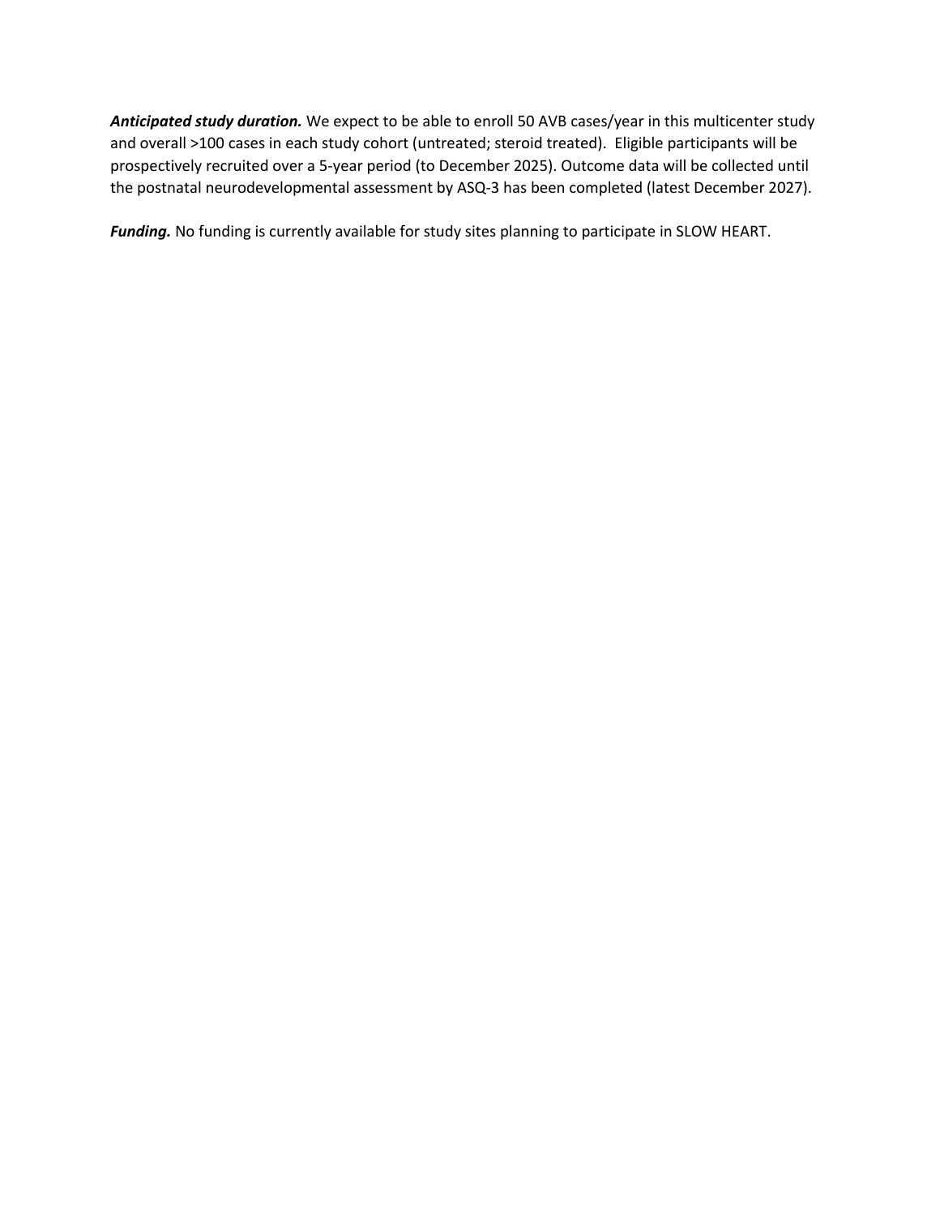***Anticipated study duration.*** We expect to be able to enroll 50 AVB cases/year in this multicenter study and overall >100 cases in each study cohort (untreated; steroid treated). Eligible participants will be prospectively recruited over a 5-year period (to December 2025). Outcome data will be collected until the postnatal neurodevelopmental assessment by ASQ-3 has been completed (latest December 2027).

***Funding.*** No funding is currently available for study sites planning to participate in SLOW HEART.